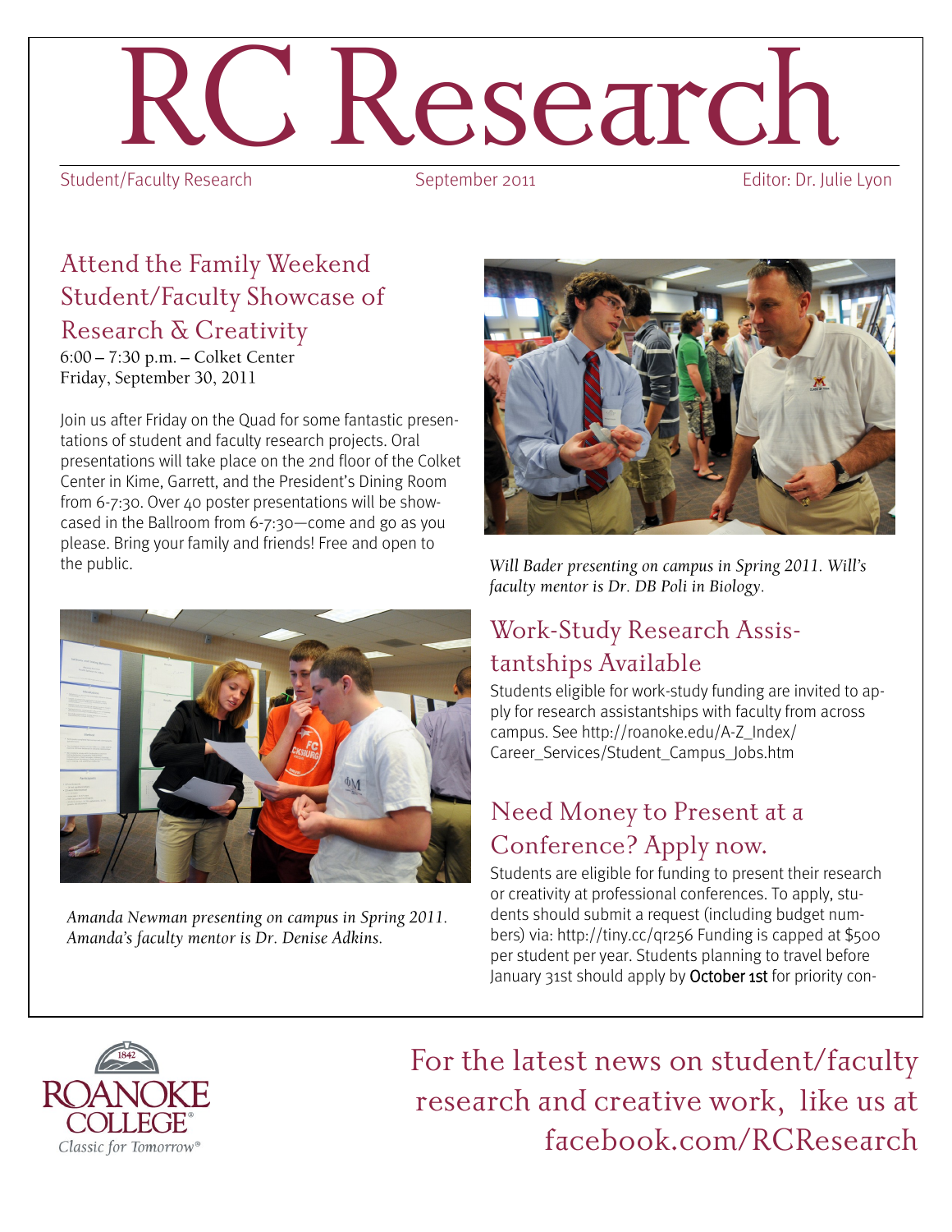# RC Research

Student/Faculty Research | September 2011 | Editor: Dr. Julie Lyon

## Attend the Family Weekend Student/Faculty Showcase of Research & Creativity

6:00 – 7:30 p.m. – Colket Center
Friday, September 30, 2011

Join us after Friday on the Quad for some fantastic presentations of student and faculty research projects. Oral presentations will take place on the 2nd floor of the Colket Center in Kime, Garrett, and the President's Dining Room from 6-7:30. Over 40 poster presentations will be showcased in the Ballroom from 6-7:30—come and go as you please. Bring your family and friends! Free and open to the public.

*Will Bader presenting on campus in Spring 2011. Will's faculty mentor is Dr. DB Poli in Biology.*

*Amanda Newman presenting on campus in Spring 2011. Amanda's faculty mentor is Dr. Denise Adkins.*

## Work-Study Research Assistantships Available

Students eligible for work-study funding are invited to apply for research assistantships with faculty from across campus. See http://roanoke.edu/A-Z_Index/Career_Services/Student_Campus_Jobs.htm

## Need Money to Present at a Conference? Apply now.

Students are eligible for funding to present their research or creativity at professional conferences. To apply, students should submit a request (including budget numbers) via: http://tiny.cc/qr256 Funding is capped at $500 per student per year. Students planning to travel before January 31st should apply by **October 1st** for priority con-

Roanoke College — Classic for Tomorrow

For the latest news on student/faculty research and creative work, like us at facebook.com/RCResearch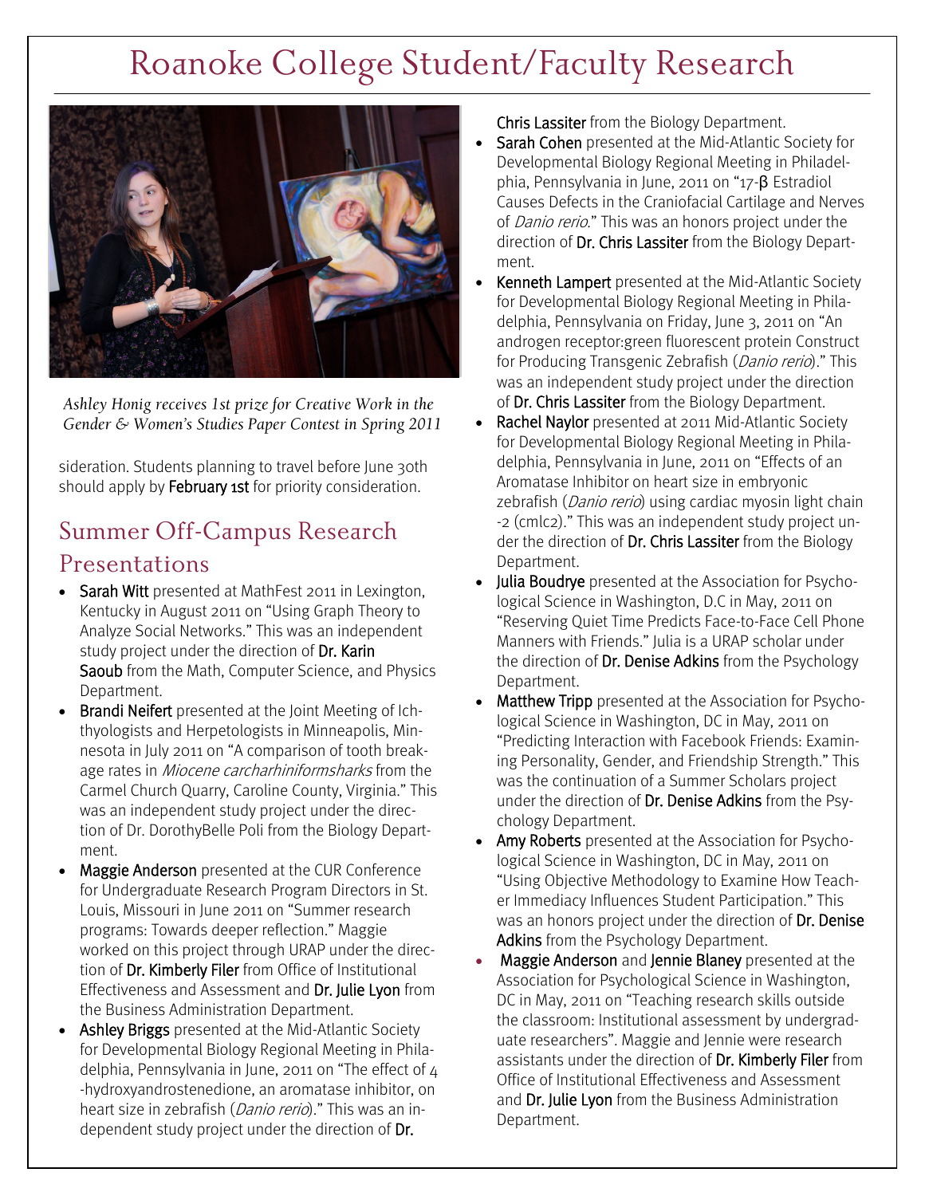# Roanoke College Student/Faculty Research

*Ashley Honig receives 1st prize for Creative Work in the Gender & Women's Studies Paper Contest in Spring 2011*

sideration. Students planning to travel before June 30th should apply by **February 1st** for priority consideration.

## Summer Off-Campus Research Presentations

- **Sarah Witt** presented at MathFest 2011 in Lexington, Kentucky in August 2011 on "Using Graph Theory to Analyze Social Networks." This was an independent study project under the direction of **Dr. Karin Saoub** from the Math, Computer Science, and Physics Department.
- **Brandi Neifert** presented at the Joint Meeting of Ichthyologists and Herpetologists in Minneapolis, Minnesota in July 2011 on "A comparison of tooth breakage rates in *Miocene carcharhiniformsharks* from the Carmel Church Quarry, Caroline County, Virginia." This was an independent study project under the direction of Dr. DorothyBelle Poli from the Biology Department.
- **Maggie Anderson** presented at the CUR Conference for Undergraduate Research Program Directors in St. Louis, Missouri in June 2011 on "Summer research programs: Towards deeper reflection." Maggie worked on this project through URAP under the direction of **Dr. Kimberly Filer** from Office of Institutional Effectiveness and Assessment and **Dr. Julie Lyon** from the Business Administration Department.
- **Ashley Briggs** presented at the Mid-Atlantic Society for Developmental Biology Regional Meeting in Philadelphia, Pennsylvania in June, 2011 on "The effect of 4-hydroxyandrostenedione, an aromatase inhibitor, on heart size in zebrafish (*Danio rerio*)." This was an independent study project under the direction of **Dr. Chris Lassiter** from the Biology Department.
- **Sarah Cohen** presented at the Mid-Atlantic Society for Developmental Biology Regional Meeting in Philadelphia, Pennsylvania in June, 2011 on "17-β Estradiol Causes Defects in the Craniofacial Cartilage and Nerves of *Danio rerio*." This was an honors project under the direction of **Dr. Chris Lassiter** from the Biology Department.
- **Kenneth Lampert** presented at the Mid-Atlantic Society for Developmental Biology Regional Meeting in Philadelphia, Pennsylvania on Friday, June 3, 2011 on "An androgen receptor:green fluorescent protein Construct for Producing Transgenic Zebrafish (*Danio rerio*)." This was an independent study project under the direction of **Dr. Chris Lassiter** from the Biology Department.
- **Rachel Naylor** presented at 2011 Mid-Atlantic Society for Developmental Biology Regional Meeting in Philadelphia, Pennsylvania in June, 2011 on "Effects of an Aromatase Inhibitor on heart size in embryonic zebrafish (*Danio rerio*) using cardiac myosin light chain-2 (cmlc2)." This was an independent study project under the direction of **Dr. Chris Lassiter** from the Biology Department.
- **Julia Boudrye** presented at the Association for Psychological Science in Washington, D.C in May, 2011 on "Reserving Quiet Time Predicts Face-to-Face Cell Phone Manners with Friends." Julia is a URAP scholar under the direction of **Dr. Denise Adkins** from the Psychology Department.
- **Matthew Tripp** presented at the Association for Psychological Science in Washington, DC in May, 2011 on "Predicting Interaction with Facebook Friends: Examining Personality, Gender, and Friendship Strength." This was the continuation of a Summer Scholars project under the direction of **Dr. Denise Adkins** from the Psychology Department.
- **Amy Roberts** presented at the Association for Psychological Science in Washington, DC in May, 2011 on "Using Objective Methodology to Examine How Teacher Immediacy Influences Student Participation." This was an honors project under the direction of **Dr. Denise Adkins** from the Psychology Department.
- **Maggie Anderson** and **Jennie Blaney** presented at the Association for Psychological Science in Washington, DC in May, 2011 on "Teaching research skills outside the classroom: Institutional assessment by undergraduate researchers". Maggie and Jennie were research assistants under the direction of **Dr. Kimberly Filer** from Office of Institutional Effectiveness and Assessment and **Dr. Julie Lyon** from the Business Administration Department.